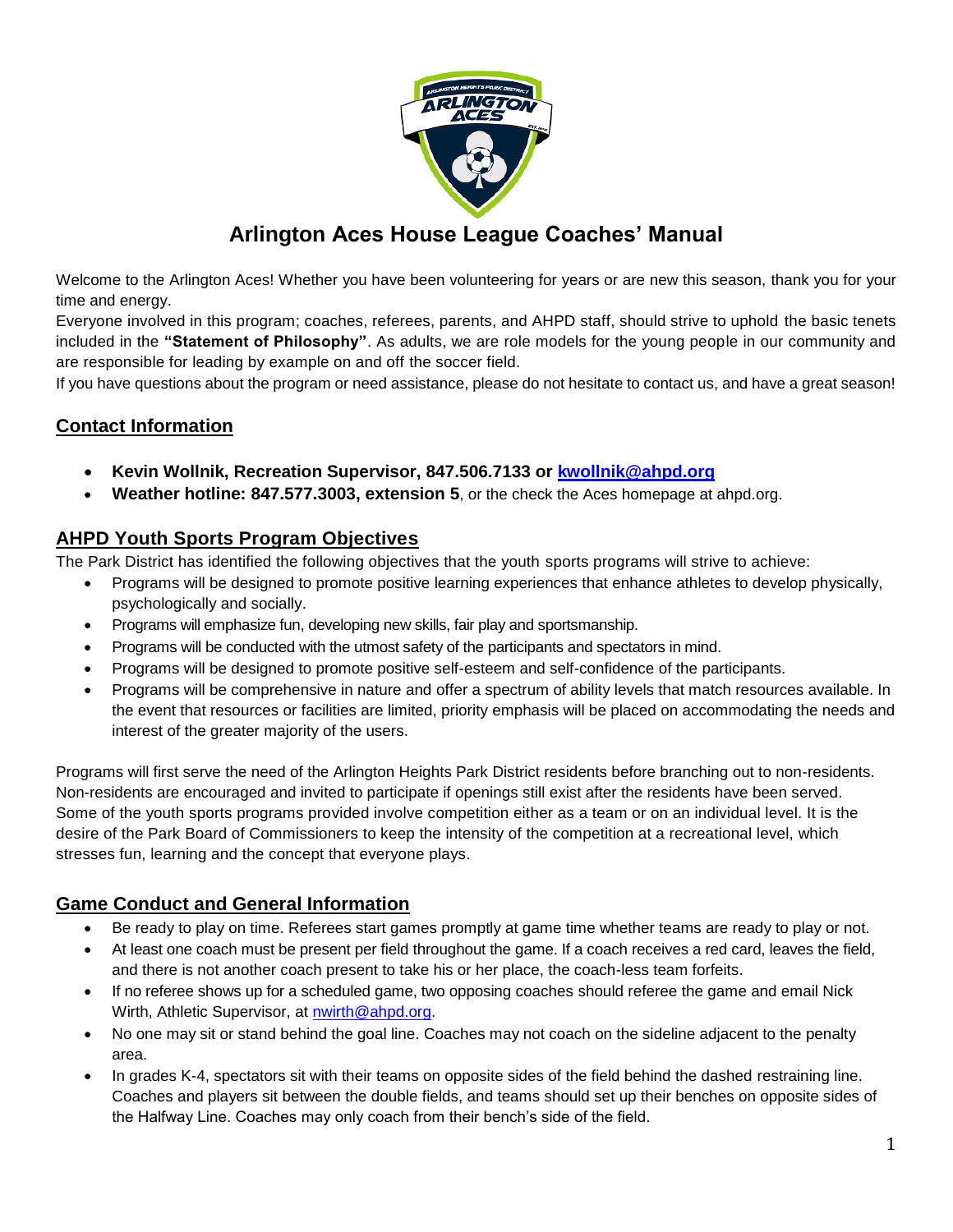# Arlington Aces House League Coaches' Manual

Welcome to the Arlington Aces! Whether you have been volunteering for years or are new this season, thank you for your time and energy.

Everyone involved in this program; coaches, referees, parents, and AHPD staff, should strive to uphold the basic tenets included in the **"Statement of Philosophy"**. As adults, we are role models for the young people in our community and are responsible for leading by example on and off the soccer field.

If you have questions about the program or need assistance, please do not hesitate to contact us, and have a great season!

## Contact Information

- **Kevin Wollnik, Recreation Supervisor, 847.506.7133 or [kwollnik@ahpd.org](mailto:kwollnik@ahpd.org)**
- **Weather hotline: 847.577.3003, extension 5**, or the check the Aces homepage at ahpd.org.

## AHPD Youth Sports Program Objectives

The Park District has identified the following objectives that the youth sports programs will strive to achieve:

- Programs will be designed to promote positive learning experiences that enhance athletes to develop physically, psychologically and socially.
- Programs will emphasize fun, developing new skills, fair play and sportsmanship.
- Programs will be conducted with the utmost safety of the participants and spectators in mind.
- Programs will be designed to promote positive self-esteem and self-confidence of the participants.
- Programs will be comprehensive in nature and offer a spectrum of ability levels that match resources available. In the event that resources or facilities are limited, priority emphasis will be placed on accommodating the needs and interest of the greater majority of the users.

Programs will first serve the need of the Arlington Heights Park District residents before branching out to non-residents. Non-residents are encouraged and invited to participate if openings still exist after the residents have been served. Some of the youth sports programs provided involve competition either as a team or on an individual level. It is the desire of the Park Board of Commissioners to keep the intensity of the competition at a recreational level, which stresses fun, learning and the concept that everyone plays.

## Game Conduct and General Information

- Be ready to play on time. Referees start games promptly at game time whether teams are ready to play or not.
- At least one coach must be present per field throughout the game. If a coach receives a red card, leaves the field, and there is not another coach present to take his or her place, the coach-less team forfeits.
- If no referee shows up for a scheduled game, two opposing coaches should referee the game and email Nick Wirth, Athletic Supervisor, at [nwirth@ahpd.org](mailto:nwirth@ahpd.org).
- No one may sit or stand behind the goal line. Coaches may not coach on the sideline adjacent to the penalty area.
- In grades K-4, spectators sit with their teams on opposite sides of the field behind the dashed restraining line. Coaches and players sit between the double fields, and teams should set up their benches on opposite sides of the Halfway Line. Coaches may only coach from their bench's side of the field.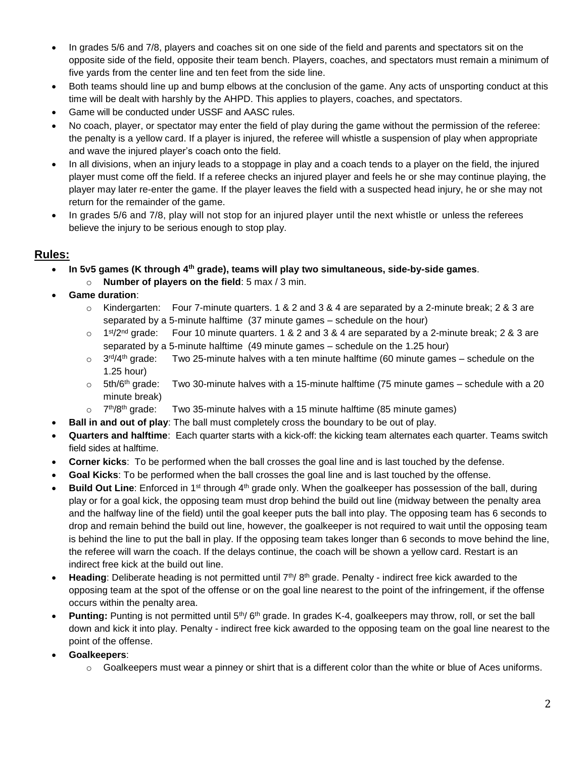- In grades 5/6 and 7/8, players and coaches sit on one side of the field and parents and spectators sit on the opposite side of the field, opposite their team bench. Players, coaches, and spectators must remain a minimum of five yards from the center line and ten feet from the side line.
- Both teams should line up and bump elbows at the conclusion of the game. Any acts of unsporting conduct at this time will be dealt with harshly by the AHPD. This applies to players, coaches, and spectators.
- Game will be conducted under USSF and AASC rules.
- No coach, player, or spectator may enter the field of play during the game without the permission of the referee: the penalty is a yellow card. If a player is injured, the referee will whistle a suspension of play when appropriate and wave the injured player's coach onto the field.
- In all divisions, when an injury leads to a stoppage in play and a coach tends to a player on the field, the injured player must come off the field. If a referee checks an injured player and feels he or she may continue playing, the player may later re-enter the game. If the player leaves the field with a suspected head injury, he or she may not return for the remainder of the game.
- In grades 5/6 and 7/8, play will not stop for an injured player until the next whistle or unless the referees believe the injury to be serious enough to stop play.

## Rules:

- **In 5v5 games (K through 4th grade), teams will play two simultaneous, side-by-side games**.
  - **Number of players on the field**: 5 max / 3 min.
- **Game duration**:
  - Kindergarten: Four 7-minute quarters. 1 & 2 and 3 & 4 are separated by a 2-minute break; 2 & 3 are separated by a 5-minute halftime (37 minute games – schedule on the hour)
  - 1st/2nd grade: Four 10 minute quarters. 1 & 2 and 3 & 4 are separated by a 2-minute break; 2 & 3 are separated by a 5-minute halftime (49 minute games – schedule on the 1.25 hour)
  - 3rd/4th grade: Two 25-minute halves with a ten minute halftime (60 minute games – schedule on the 1.25 hour)
  - 5th/6th grade: Two 30-minute halves with a 15-minute halftime (75 minute games – schedule with a 20 minute break)
  - 7th/8th grade: Two 35-minute halves with a 15 minute halftime (85 minute games)
- **Ball in and out of play**: The ball must completely cross the boundary to be out of play.
- **Quarters and halftime**: Each quarter starts with a kick-off: the kicking team alternates each quarter. Teams switch field sides at halftime.
- **Corner kicks**: To be performed when the ball crosses the goal line and is last touched by the defense.
- **Goal Kicks**: To be performed when the ball crosses the goal line and is last touched by the offense.
- **Build Out Line**: Enforced in 1st through 4th grade only. When the goalkeeper has possession of the ball, during play or for a goal kick, the opposing team must drop behind the build out line (midway between the penalty area and the halfway line of the field) until the goal keeper puts the ball into play. The opposing team has 6 seconds to drop and remain behind the build out line, however, the goalkeeper is not required to wait until the opposing team is behind the line to put the ball in play. If the opposing team takes longer than 6 seconds to move behind the line, the referee will warn the coach. If the delays continue, the coach will be shown a yellow card. Restart is an indirect free kick at the build out line.
- **Heading**: Deliberate heading is not permitted until 7th/ 8th grade. Penalty - indirect free kick awarded to the opposing team at the spot of the offense or on the goal line nearest to the point of the infringement, if the offense occurs within the penalty area.
- **Punting:** Punting is not permitted until 5th/ 6th grade. In grades K-4, goalkeepers may throw, roll, or set the ball down and kick it into play. Penalty - indirect free kick awarded to the opposing team on the goal line nearest to the point of the offense.
- **Goalkeepers**:
  - Goalkeepers must wear a pinney or shirt that is a different color than the white or blue of Aces uniforms.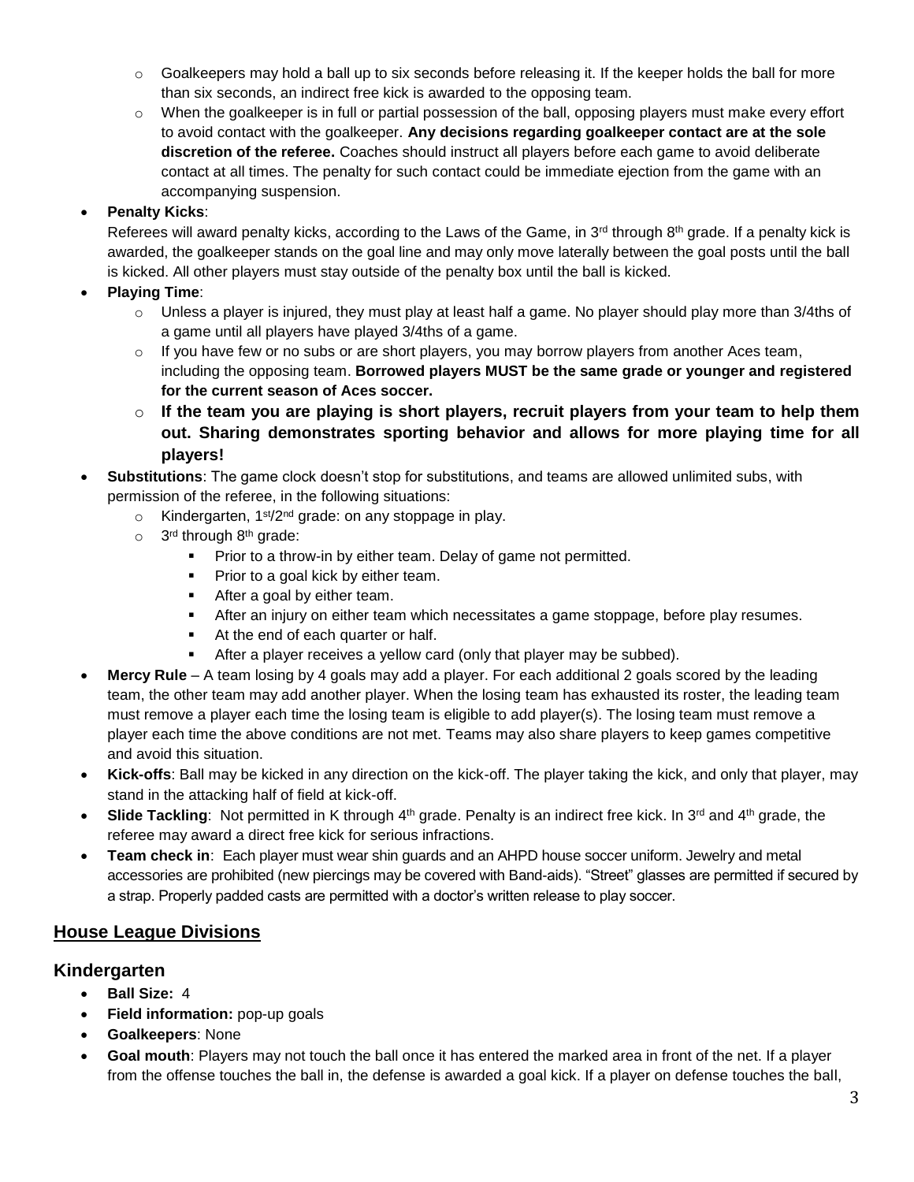- Goalkeepers may hold a ball up to six seconds before releasing it. If the keeper holds the ball for more than six seconds, an indirect free kick is awarded to the opposing team.
  - When the goalkeeper is in full or partial possession of the ball, opposing players must make every effort to avoid contact with the goalkeeper. **Any decisions regarding goalkeeper contact are at the sole discretion of the referee.** Coaches should instruct all players before each game to avoid deliberate contact at all times. The penalty for such contact could be immediate ejection from the game with an accompanying suspension.
- **Penalty Kicks**:
  Referees will award penalty kicks, according to the Laws of the Game, in 3rd through 8th grade. If a penalty kick is awarded, the goalkeeper stands on the goal line and may only move laterally between the goal posts until the ball is kicked. All other players must stay outside of the penalty box until the ball is kicked.
- **Playing Time**:
  - Unless a player is injured, they must play at least half a game. No player should play more than 3/4ths of a game until all players have played 3/4ths of a game.
  - If you have few or no subs or are short players, you may borrow players from another Aces team, including the opposing team. **Borrowed players MUST be the same grade or younger and registered for the current season of Aces soccer.**
  - **If the team you are playing is short players, recruit players from your team to help them out. Sharing demonstrates sporting behavior and allows for more playing time for all players!**
- **Substitutions**: The game clock doesn't stop for substitutions, and teams are allowed unlimited subs, with permission of the referee, in the following situations:
  - Kindergarten, 1st/2nd grade: on any stoppage in play.
  - 3rd through 8th grade:
    - Prior to a throw-in by either team. Delay of game not permitted.
    - Prior to a goal kick by either team.
    - After a goal by either team.
    - After an injury on either team which necessitates a game stoppage, before play resumes.
    - At the end of each quarter or half.
    - After a player receives a yellow card (only that player may be subbed).
- **Mercy Rule** – A team losing by 4 goals may add a player. For each additional 2 goals scored by the leading team, the other team may add another player. When the losing team has exhausted its roster, the leading team must remove a player each time the losing team is eligible to add player(s). The losing team must remove a player each time the above conditions are not met. Teams may also share players to keep games competitive and avoid this situation.
- **Kick-offs**: Ball may be kicked in any direction on the kick-off. The player taking the kick, and only that player, may stand in the attacking half of field at kick-off.
- **Slide Tackling**: Not permitted in K through 4th grade. Penalty is an indirect free kick. In 3rd and 4th grade, the referee may award a direct free kick for serious infractions.
- **Team check in**: Each player must wear shin guards and an AHPD house soccer uniform. Jewelry and metal accessories are prohibited (new piercings may be covered with Band-aids). "Street" glasses are permitted if secured by a strap. Properly padded casts are permitted with a doctor's written release to play soccer.

## House League Divisions

### Kindergarten

- **Ball Size:** 4
- **Field information:** pop-up goals
- **Goalkeepers**: None
- **Goal mouth**: Players may not touch the ball once it has entered the marked area in front of the net. If a player from the offense touches the ball in, the defense is awarded a goal kick. If a player on defense touches the ball,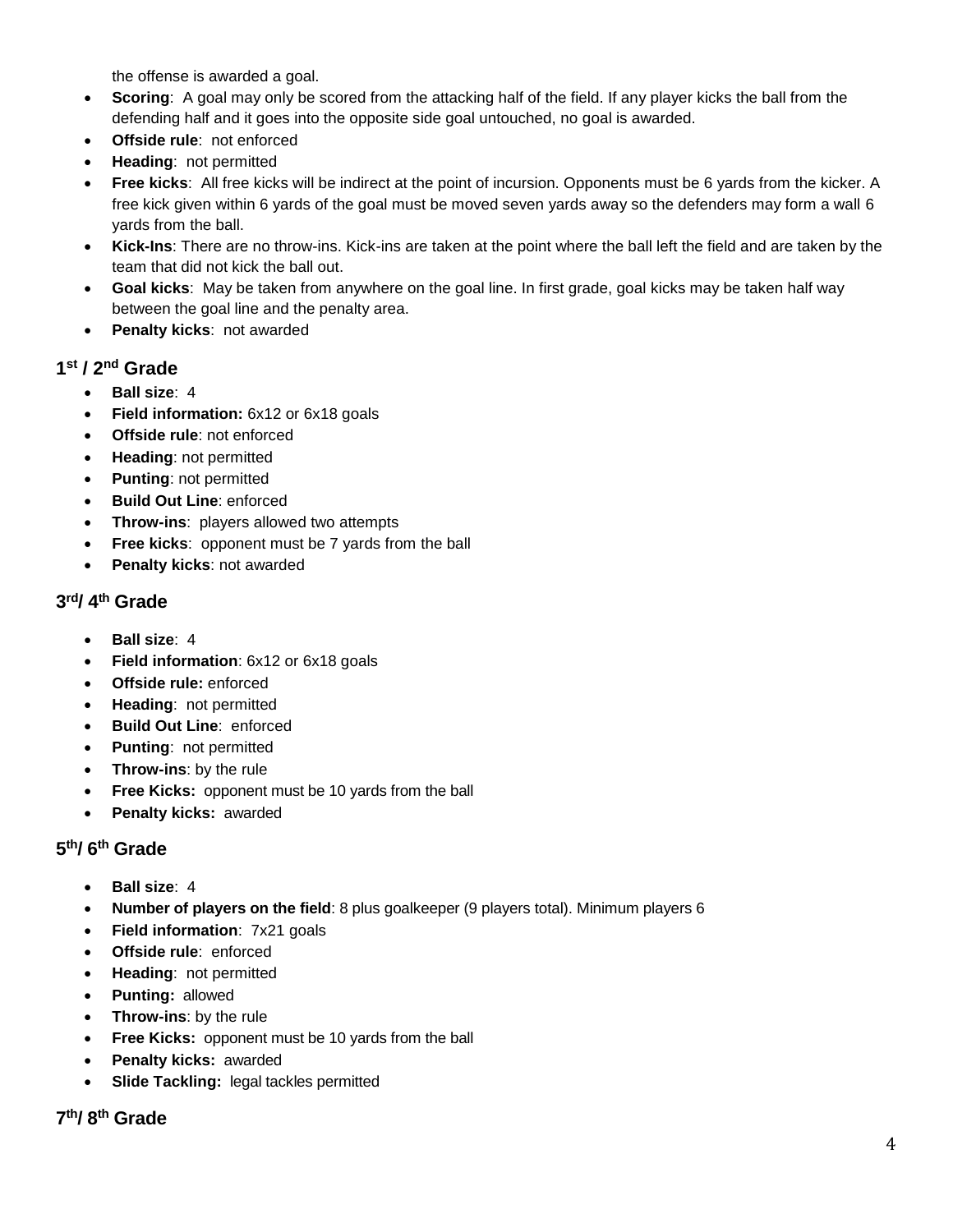the offense is awarded a goal.

- **Scoring**: A goal may only be scored from the attacking half of the field. If any player kicks the ball from the defending half and it goes into the opposite side goal untouched, no goal is awarded.
- **Offside rule**: not enforced
- **Heading**: not permitted
- **Free kicks**: All free kicks will be indirect at the point of incursion. Opponents must be 6 yards from the kicker. A free kick given within 6 yards of the goal must be moved seven yards away so the defenders may form a wall 6 yards from the ball.
- **Kick-Ins**: There are no throw-ins. Kick-ins are taken at the point where the ball left the field and are taken by the team that did not kick the ball out.
- **Goal kicks**: May be taken from anywhere on the goal line. In first grade, goal kicks may be taken half way between the goal line and the penalty area.
- **Penalty kicks**: not awarded

### 1st / 2nd Grade

- **Ball size**: 4
- **Field information:** 6x12 or 6x18 goals
- **Offside rule**: not enforced
- **Heading**: not permitted
- **Punting**: not permitted
- **Build Out Line**: enforced
- **Throw-ins**: players allowed two attempts
- **Free kicks**: opponent must be 7 yards from the ball
- **Penalty kicks**: not awarded

### 3rd/ 4th Grade

- **Ball size**: 4
- **Field information**: 6x12 or 6x18 goals
- **Offside rule:** enforced
- **Heading**: not permitted
- **Build Out Line**: enforced
- **Punting**: not permitted
- **Throw-ins**: by the rule
- **Free Kicks:** opponent must be 10 yards from the ball
- **Penalty kicks:** awarded

### 5th/ 6th Grade

- **Ball size**: 4
- **Number of players on the field**: 8 plus goalkeeper (9 players total). Minimum players 6
- **Field information**: 7x21 goals
- **Offside rule**: enforced
- **Heading**: not permitted
- **Punting:** allowed
- **Throw-ins**: by the rule
- **Free Kicks:** opponent must be 10 yards from the ball
- **Penalty kicks:** awarded
- **Slide Tackling:** legal tackles permitted

### 7th/ 8th Grade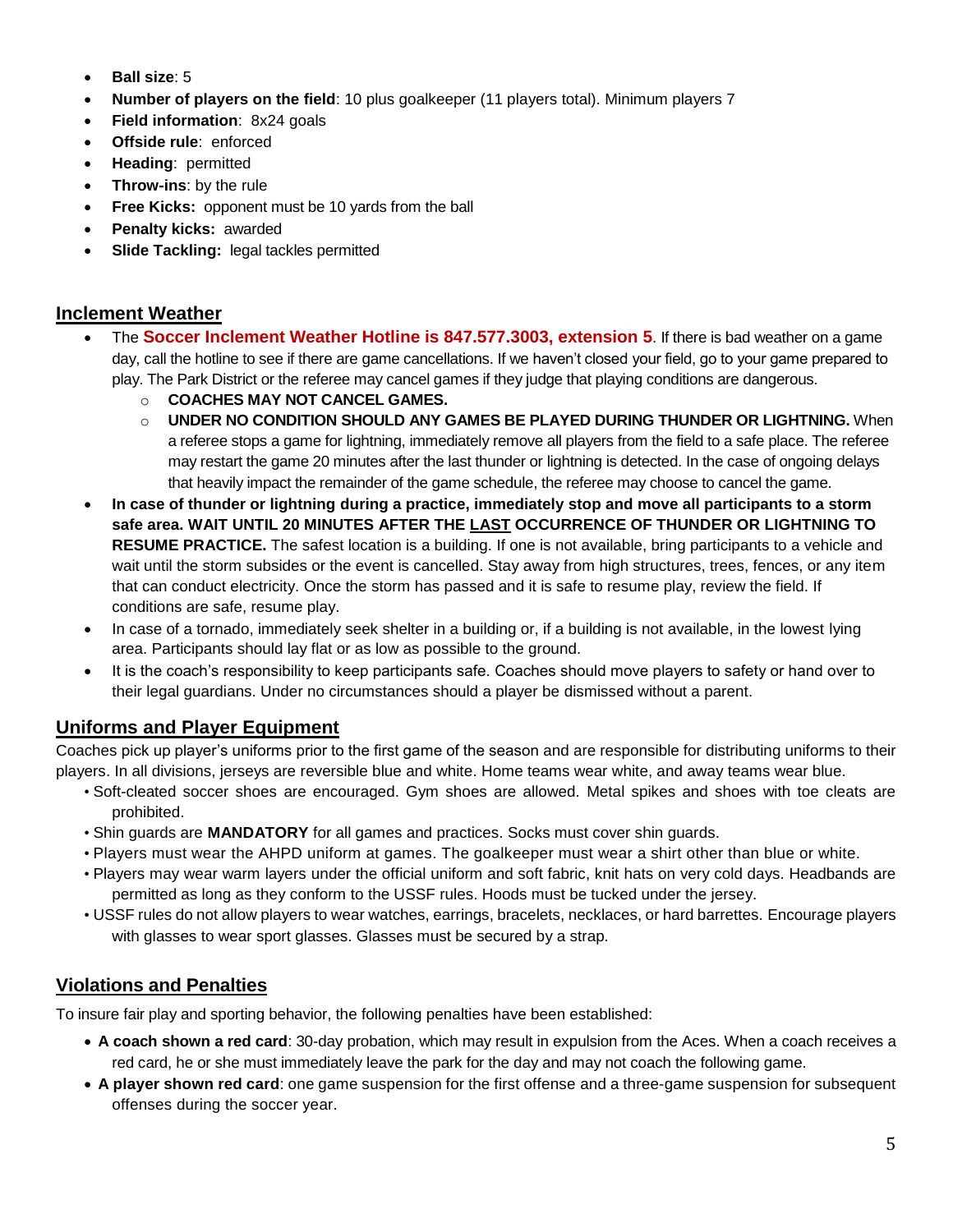- **Ball size**: 5
- **Number of players on the field**: 10 plus goalkeeper (11 players total). Minimum players 7
- **Field information**: 8x24 goals
- **Offside rule**: enforced
- **Heading**: permitted
- **Throw-ins**: by the rule
- **Free Kicks:** opponent must be 10 yards from the ball
- **Penalty kicks:** awarded
- **Slide Tackling:** legal tackles permitted

## Inclement Weather

- The **Soccer Inclement Weather Hotline is 847.577.3003, extension 5**. If there is bad weather on a game day, call the hotline to see if there are game cancellations. If we haven't closed your field, go to your game prepared to play. The Park District or the referee may cancel games if they judge that playing conditions are dangerous.
  - **COACHES MAY NOT CANCEL GAMES.**
  - **UNDER NO CONDITION SHOULD ANY GAMES BE PLAYED DURING THUNDER OR LIGHTNING.** When a referee stops a game for lightning, immediately remove all players from the field to a safe place. The referee may restart the game 20 minutes after the last thunder or lightning is detected. In the case of ongoing delays that heavily impact the remainder of the game schedule, the referee may choose to cancel the game.
- **In case of thunder or lightning during a practice, immediately stop and move all participants to a storm safe area. WAIT UNTIL 20 MINUTES AFTER THE LAST OCCURRENCE OF THUNDER OR LIGHTNING TO RESUME PRACTICE.** The safest location is a building. If one is not available, bring participants to a vehicle and wait until the storm subsides or the event is cancelled. Stay away from high structures, trees, fences, or any item that can conduct electricity. Once the storm has passed and it is safe to resume play, review the field. If conditions are safe, resume play.
- In case of a tornado, immediately seek shelter in a building or, if a building is not available, in the lowest lying area. Participants should lay flat or as low as possible to the ground.
- It is the coach's responsibility to keep participants safe. Coaches should move players to safety or hand over to their legal guardians. Under no circumstances should a player be dismissed without a parent.

## Uniforms and Player Equipment

Coaches pick up player's uniforms prior to the first game of the season and are responsible for distributing uniforms to their players. In all divisions, jerseys are reversible blue and white. Home teams wear white, and away teams wear blue.

- Soft-cleated soccer shoes are encouraged. Gym shoes are allowed. Metal spikes and shoes with toe cleats are prohibited.
- Shin guards are **MANDATORY** for all games and practices. Socks must cover shin guards.
- Players must wear the AHPD uniform at games. The goalkeeper must wear a shirt other than blue or white.
- Players may wear warm layers under the official uniform and soft fabric, knit hats on very cold days. Headbands are permitted as long as they conform to the USSF rules. Hoods must be tucked under the jersey.
- USSF rules do not allow players to wear watches, earrings, bracelets, necklaces, or hard barrettes. Encourage players with glasses to wear sport glasses. Glasses must be secured by a strap.

## Violations and Penalties

To insure fair play and sporting behavior, the following penalties have been established:

- **A coach shown a red card**: 30-day probation, which may result in expulsion from the Aces. When a coach receives a red card, he or she must immediately leave the park for the day and may not coach the following game.
- **A player shown red card**: one game suspension for the first offense and a three-game suspension for subsequent offenses during the soccer year.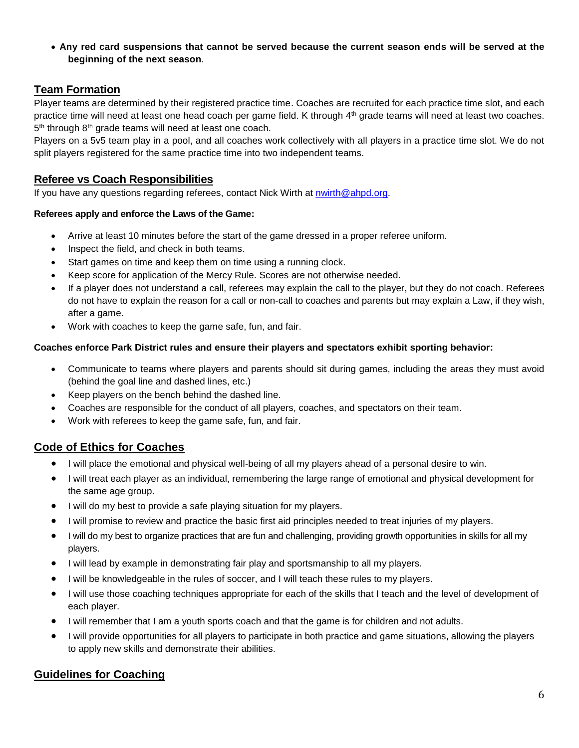- **Any red card suspensions that cannot be served because the current season ends will be served at the beginning of the next season**.

## Team Formation

Player teams are determined by their registered practice time. Coaches are recruited for each practice time slot, and each practice time will need at least one head coach per game field. K through 4th grade teams will need at least two coaches. 5th through 8th grade teams will need at least one coach.

Players on a 5v5 team play in a pool, and all coaches work collectively with all players in a practice time slot. We do not split players registered for the same practice time into two independent teams.

## Referee vs Coach Responsibilities

If you have any questions regarding referees, contact Nick Wirth at nwirth@ahpd.org.

**Referees apply and enforce the Laws of the Game:**

- Arrive at least 10 minutes before the start of the game dressed in a proper referee uniform.
- Inspect the field, and check in both teams.
- Start games on time and keep them on time using a running clock.
- Keep score for application of the Mercy Rule. Scores are not otherwise needed.
- If a player does not understand a call, referees may explain the call to the player, but they do not coach. Referees do not have to explain the reason for a call or non-call to coaches and parents but may explain a Law, if they wish, after a game.
- Work with coaches to keep the game safe, fun, and fair.

**Coaches enforce Park District rules and ensure their players and spectators exhibit sporting behavior:**

- Communicate to teams where players and parents should sit during games, including the areas they must avoid (behind the goal line and dashed lines, etc.)
- Keep players on the bench behind the dashed line.
- Coaches are responsible for the conduct of all players, coaches, and spectators on their team.
- Work with referees to keep the game safe, fun, and fair.

## Code of Ethics for Coaches

- I will place the emotional and physical well-being of all my players ahead of a personal desire to win.
- I will treat each player as an individual, remembering the large range of emotional and physical development for the same age group.
- I will do my best to provide a safe playing situation for my players.
- I will promise to review and practice the basic first aid principles needed to treat injuries of my players.
- I will do my best to organize practices that are fun and challenging, providing growth opportunities in skills for all my players.
- I will lead by example in demonstrating fair play and sportsmanship to all my players.
- I will be knowledgeable in the rules of soccer, and I will teach these rules to my players.
- I will use those coaching techniques appropriate for each of the skills that I teach and the level of development of each player.
- I will remember that I am a youth sports coach and that the game is for children and not adults.
- I will provide opportunities for all players to participate in both practice and game situations, allowing the players to apply new skills and demonstrate their abilities.

## Guidelines for Coaching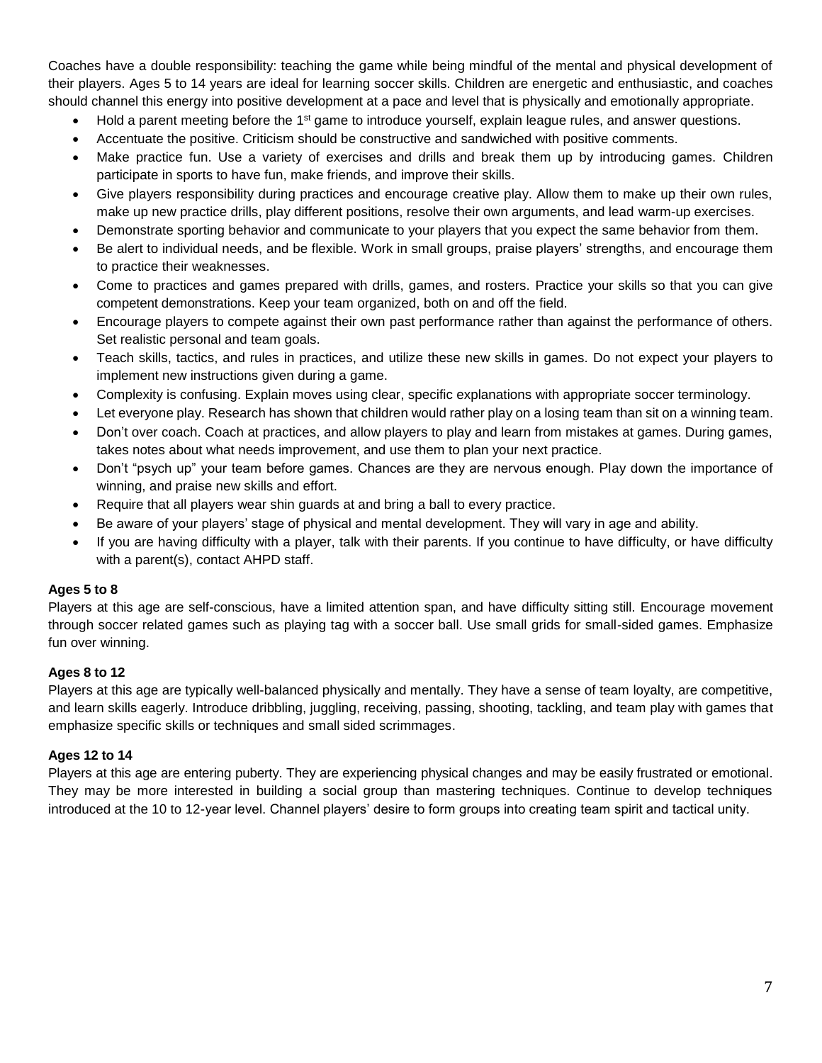Coaches have a double responsibility: teaching the game while being mindful of the mental and physical development of their players. Ages 5 to 14 years are ideal for learning soccer skills. Children are energetic and enthusiastic, and coaches should channel this energy into positive development at a pace and level that is physically and emotionally appropriate.

- Hold a parent meeting before the 1st game to introduce yourself, explain league rules, and answer questions.
- Accentuate the positive. Criticism should be constructive and sandwiched with positive comments.
- Make practice fun. Use a variety of exercises and drills and break them up by introducing games. Children participate in sports to have fun, make friends, and improve their skills.
- Give players responsibility during practices and encourage creative play. Allow them to make up their own rules, make up new practice drills, play different positions, resolve their own arguments, and lead warm-up exercises.
- Demonstrate sporting behavior and communicate to your players that you expect the same behavior from them.
- Be alert to individual needs, and be flexible. Work in small groups, praise players' strengths, and encourage them to practice their weaknesses.
- Come to practices and games prepared with drills, games, and rosters. Practice your skills so that you can give competent demonstrations. Keep your team organized, both on and off the field.
- Encourage players to compete against their own past performance rather than against the performance of others. Set realistic personal and team goals.
- Teach skills, tactics, and rules in practices, and utilize these new skills in games. Do not expect your players to implement new instructions given during a game.
- Complexity is confusing. Explain moves using clear, specific explanations with appropriate soccer terminology.
- Let everyone play. Research has shown that children would rather play on a losing team than sit on a winning team.
- Don't over coach. Coach at practices, and allow players to play and learn from mistakes at games. During games, takes notes about what needs improvement, and use them to plan your next practice.
- Don't "psych up" your team before games. Chances are they are nervous enough. Play down the importance of winning, and praise new skills and effort.
- Require that all players wear shin guards at and bring a ball to every practice.
- Be aware of your players' stage of physical and mental development. They will vary in age and ability.
- If you are having difficulty with a player, talk with their parents. If you continue to have difficulty, or have difficulty with a parent(s), contact AHPD staff.

**Ages 5 to 8**

Players at this age are self-conscious, have a limited attention span, and have difficulty sitting still. Encourage movement through soccer related games such as playing tag with a soccer ball. Use small grids for small-sided games. Emphasize fun over winning.

**Ages 8 to 12**

Players at this age are typically well-balanced physically and mentally. They have a sense of team loyalty, are competitive, and learn skills eagerly. Introduce dribbling, juggling, receiving, passing, shooting, tackling, and team play with games that emphasize specific skills or techniques and small sided scrimmages.

**Ages 12 to 14**

Players at this age are entering puberty. They are experiencing physical changes and may be easily frustrated or emotional. They may be more interested in building a social group than mastering techniques. Continue to develop techniques introduced at the 10 to 12-year level. Channel players' desire to form groups into creating team spirit and tactical unity.